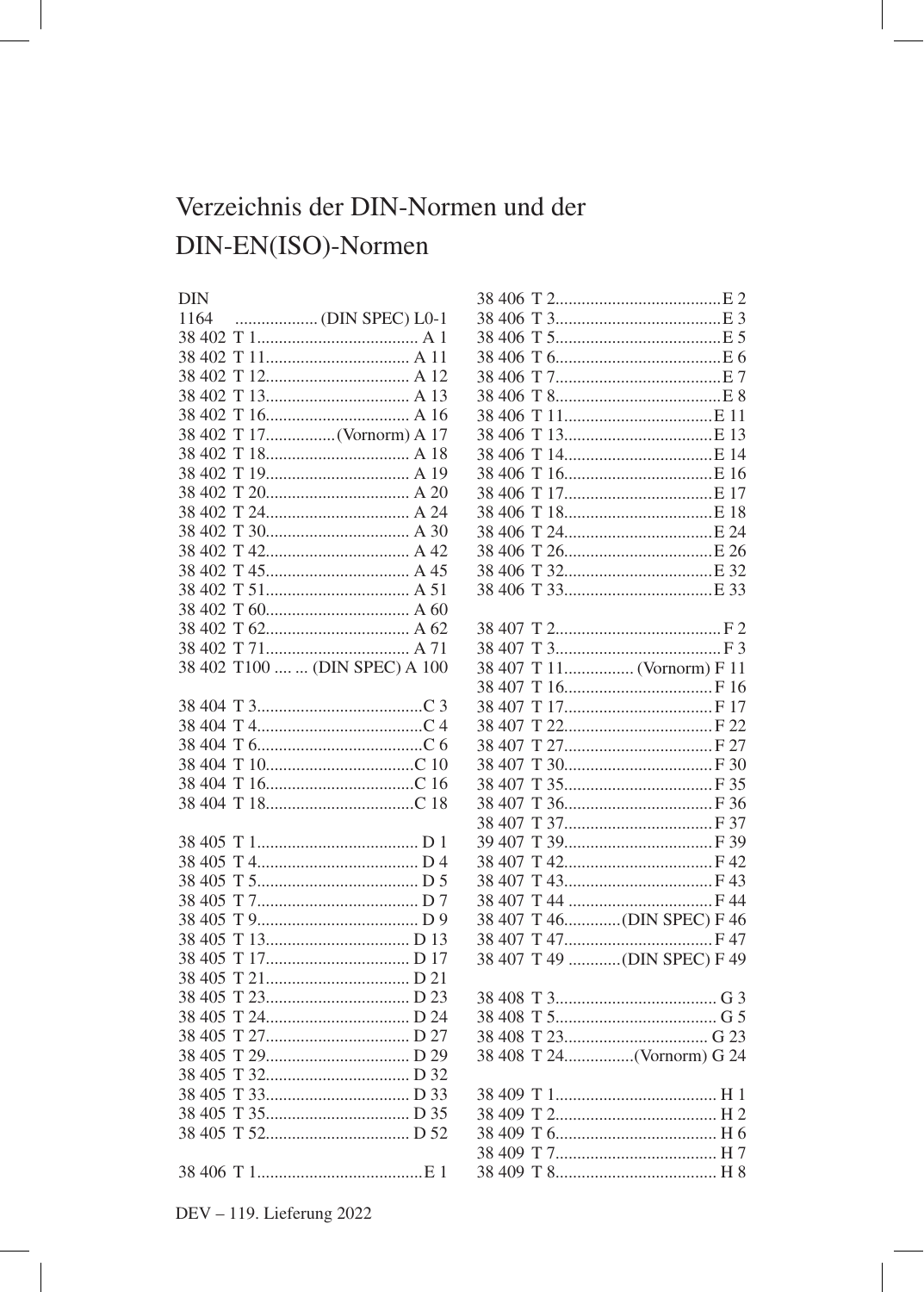# Verzeichnis der DIN-Normen und der DIN-EN(ISO)-Normen

DIN
1164 ................... (DIN SPEC) L0-1
38 402 T 1.................................... A 1
38 402 T 11................................ A 11
38 402 T 12................................ A 12
38 402 T 13................................ A 13
38 402 T 16................................ A 16
38 402 T 17................(Vornorm) A 17
38 402 T 18................................ A 18
38 402 T 19................................ A 19
38 402 T 20................................ A 20
38 402 T 24................................ A 24
38 402 T 30................................ A 30
38 402 T 42................................ A 42
38 402 T 45................................ A 45
38 402 T 51................................ A 51
38 402 T 60................................ A 60
38 402 T 62................................ A 62
38 402 T 71................................ A 71
38 402 T100 .... ... (DIN SPEC) A 100

38 404 T 3......................................C 3
38 404 T 4......................................C 4
38 404 T 6......................................C 6
38 404 T 10..................................C 10
38 404 T 16..................................C 16
38 404 T 18..................................C 18

38 405 T 1..................................... D 1
38 405 T 4..................................... D 4
38 405 T 5..................................... D 5
38 405 T 7..................................... D 7
38 405 T 9..................................... D 9
38 405 T 13................................ D 13
38 405 T 17................................ D 17
38 405 T 21................................ D 21
38 405 T 23................................ D 23
38 405 T 24................................ D 24
38 405 T 27................................ D 27
38 405 T 29................................ D 29
38 405 T 32................................ D 32
38 405 T 33................................ D 33
38 405 T 35................................ D 35
38 405 T 52................................ D 52

38 406 T 1......................................E 1
38 406 T 2......................................E 2
38 406 T 3......................................E 3
38 406 T 5......................................E 5
38 406 T 6......................................E 6
38 406 T 7......................................E 7
38 406 T 8......................................E 8
38 406 T 11..................................E 11
38 406 T 13..................................E 13
38 406 T 14..................................E 14
38 406 T 16..................................E 16
38 406 T 17..................................E 17
38 406 T 18..................................E 18
38 406 T 24..................................E 24
38 406 T 26..................................E 26
38 406 T 32..................................E 32
38 406 T 33..................................E 33

38 407 T 2......................................F 2
38 407 T 3......................................F 3
38 407 T 11................ (Vornorm) F 11
38 407 T 16..................................F 16
38 407 T 17..................................F 17
38 407 T 22..................................F 22
38 407 T 27..................................F 27
38 407 T 30..................................F 30
38 407 T 35..................................F 35
38 407 T 36..................................F 36
38 407 T 37..................................F 37
39 407 T 39..................................F 39
38 407 T 42..................................F 42
38 407 T 43..................................F 43
38 407 T 44 .................................F 44
38 407 T 46.............(DIN SPEC) F 46
38 407 T 47..................................F 47
38 407 T 49 ............(DIN SPEC) F 49

38 408 T 3..................................... G 3
38 408 T 5..................................... G 5
38 408 T 23................................ G 23
38 408 T 24................(Vornorm) G 24

38 409 T 1..................................... H 1
38 409 T 2..................................... H 2
38 409 T 6..................................... H 6
38 409 T 7..................................... H 7
38 409 T 8..................................... H 8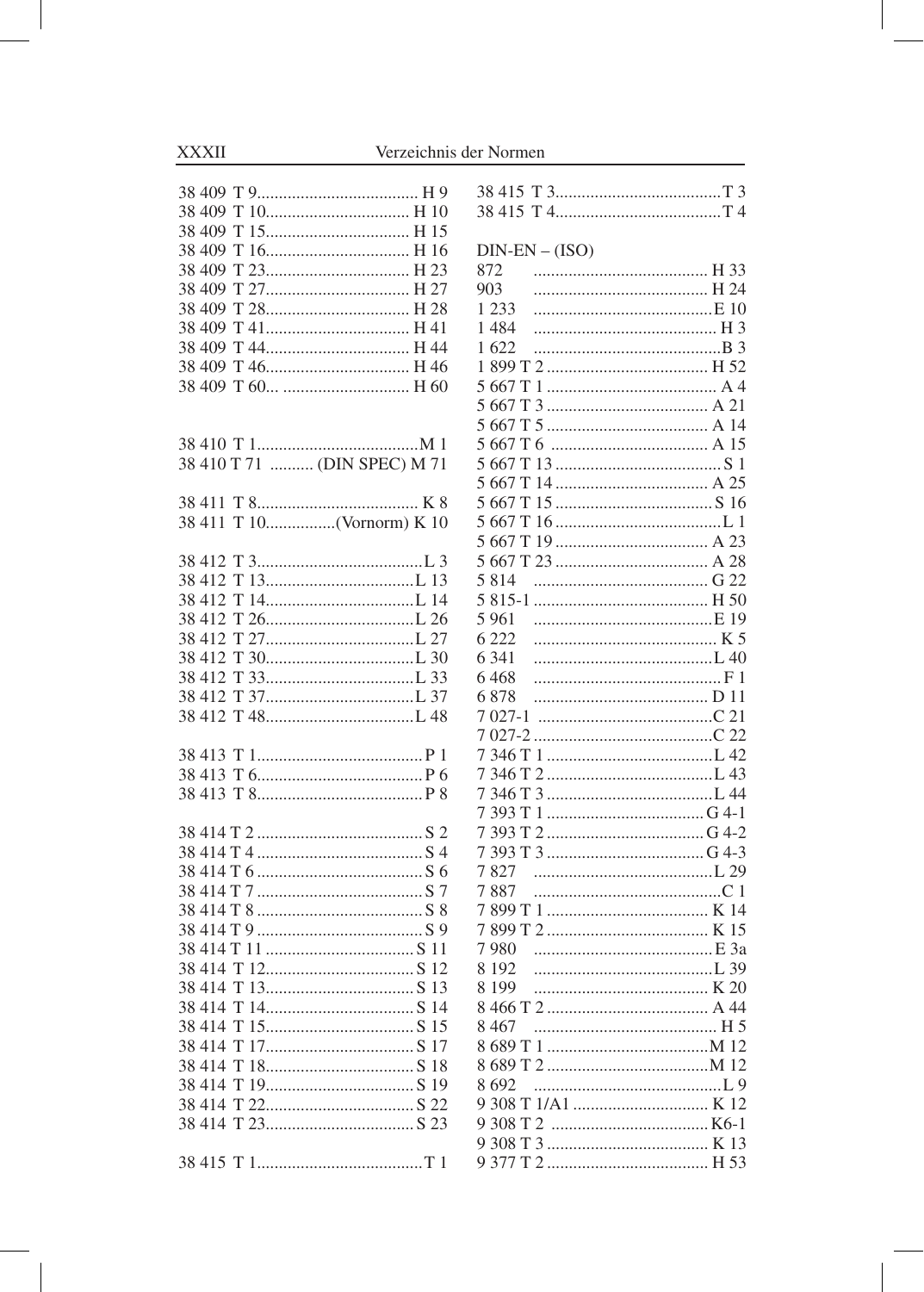38 409 T 9 ..................................... H 9
38 409 T 10 ................................. H 10
38 409 T 15 ................................. H 15
38 409 T 16 ................................. H 16
38 409 T 23 ................................. H 23
38 409 T 27 ................................. H 27
38 409 T 28 ................................. H 28
38 409 T 41 ................................. H 41
38 409 T 44 ................................. H 44
38 409 T 46 ................................. H 46
38 409 T 60... ............................. H 60

38 410 T 1 .....................................M 1
38 410 T 71 .......... (DIN SPEC) M 71

38 411 T 8 ..................................... K 8
38 411 T 10 ................(Vornorm) K 10

38 412 T 3 ......................................L 3
38 412 T 13 ..................................L 13
38 412 T 14 ..................................L 14
38 412 T 26 ..................................L 26
38 412 T 27 ..................................L 27
38 412 T 30 ..................................L 30
38 412 T 33 ..................................L 33
38 412 T 37 ..................................L 37
38 412 T 48 ..................................L 48

38 413 T 1 ...................................... P 1
38 413 T 6 ...................................... P 6
38 413 T 8 ...................................... P 8

38 414 T 2 ...................................... S 2
38 414 T 4 ...................................... S 4
38 414 T 6 ...................................... S 6
38 414 T 7 ...................................... S 7
38 414 T 8 ...................................... S 8
38 414 T 9 ...................................... S 9
38 414 T 11 .................................. S 11
38 414 T 12 .................................. S 12
38 414 T 13 .................................. S 13
38 414 T 14 .................................. S 14
38 414 T 15 .................................. S 15
38 414 T 17 .................................. S 17
38 414 T 18 .................................. S 18
38 414 T 19 .................................. S 19
38 414 T 22 .................................. S 22
38 414 T 23 .................................. S 23

38 415 T 1 ...................................... T 1
38 415 T 3 ...................................... T 3
38 415 T 4 ...................................... T 4

DIN-EN – (ISO)

872 ........................................ H 33
903 ........................................ H 24
1 233 .........................................E 10
1 484 .......................................... H 3
1 622 ...........................................B 3
1 899 T 2 ..................................... H 52
5 667 T 1 ....................................... A 4
5 667 T 3 ..................................... A 21
5 667 T 5 ..................................... A 14
5 667 T 6 .................................... A 15
5 667 T 13 ...................................... S 1
5 667 T 14 ................................... A 25
5 667 T 15 .................................... S 16
5 667 T 16 .......................................L 1
5 667 T 19 ................................... A 23
5 667 T 23 ................................... A 28
5 814 ........................................ G 22
5 815-1 ........................................ H 50
5 961 .........................................E 19
6 222 .......................................... K 5
6 341 .........................................L 40
6 468 ...........................................F 1
6 878 ........................................ D 11
7 027-1 ........................................C 21
7 027-2 .........................................C 22
7 346 T 1 ......................................L 42
7 346 T 2 ......................................L 43
7 346 T 3 ......................................L 44
7 393 T 1 .................................... G 4-1
7 393 T 2 .................................... G 4-2
7 393 T 3 .................................... G 4-3
7 827 .........................................L 29
7 887 ...........................................C 1
7 899 T 1 ..................................... K 14
7 899 T 2 ..................................... K 15
7 980 .........................................E 3a
8 192 .........................................L 39
8 199 ........................................ K 20
8 466 T 2 ..................................... A 44
8 467 .......................................... H 5
8 689 T 1 .....................................M 12
8 689 T 2 .....................................M 12
8 692 ...........................................L 9
9 308 T 1/A1 ............................... K 12
9 308 T 2 .................................... K6-1
9 308 T 3 ..................................... K 13
9 377 T 2 ..................................... H 53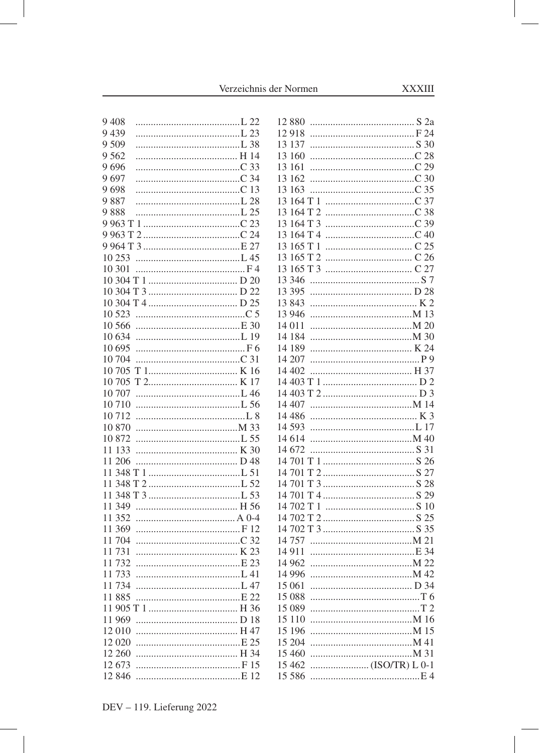| | |
|---|---|
| 9 408 | L 22 |
| 9 439 | L 23 |
| 9 509 | L 38 |
| 9 562 | H 14 |
| 9 696 | C 33 |
| 9 697 | C 34 |
| 9 698 | C 13 |
| 9 887 | L 28 |
| 9 888 | L 25 |
| 9 963 T 1 | C 23 |
| 9 963 T 2 | C 24 |
| 9 964 T 3 | E 27 |
| 10 253 | L 45 |
| 10 301 | F 4 |
| 10 304 T 1 | D 20 |
| 10 304 T 3 | D 22 |
| 10 304 T 4 | D 25 |
| 10 523 | C 5 |
| 10 566 | E 30 |
| 10 634 | L 19 |
| 10 695 | F 6 |
| 10 704 | C 31 |
| 10 705 T 1 | K 16 |
| 10 705 T 2 | K 17 |
| 10 707 | L 46 |
| 10 710 | L 56 |
| 10 712 | L 8 |
| 10 870 | M 33 |
| 10 872 | L 55 |
| 11 133 | K 30 |
| 11 206 | D 48 |
| 11 348 T 1 | L 51 |
| 11 348 T 2 | L 52 |
| 11 348 T 3 | L 53 |
| 11 349 | H 56 |
| 11 352 | A 0-4 |
| 11 369 | F 12 |
| 11 704 | C 32 |
| 11 731 | K 23 |
| 11 732 | E 23 |
| 11 733 | L 41 |
| 11 734 | L 47 |
| 11 885 | E 22 |
| 11 905 T 1 | H 36 |
| 11 969 | D 18 |
| 12 010 | H 47 |
| 12 020 | E 25 |
| 12 260 | H 34 |
| 12 673 | F 15 |
| 12 846 | E 12 |
| 12 880 | S 2a |
| 12 918 | F 24 |
| 13 137 | S 30 |
| 13 160 | C 28 |
| 13 161 | C 29 |
| 13 162 | C 30 |
| 13 163 | C 35 |
| 13 164 T 1 | C 37 |
| 13 164 T 2 | C 38 |
| 13 164 T 3 | C 39 |
| 13 164 T 4 | C 40 |
| 13 165 T 1 | C 25 |
| 13 165 T 2 | C 26 |
| 13 165 T 3 | C 27 |
| 13 346 | S 7 |
| 13 395 | D 28 |
| 13 843 | K 2 |
| 13 946 | M 13 |
| 14 011 | M 20 |
| 14 184 | M 30 |
| 14 189 | K 24 |
| 14 207 | P 9 |
| 14 402 | H 37 |
| 14 403 T 1 | D 2 |
| 14 403 T 2 | D 3 |
| 14 407 | M 14 |
| 14 486 | K 3 |
| 14 593 | L 17 |
| 14 614 | M 40 |
| 14 672 | S 31 |
| 14 701 T 1 | S 26 |
| 14 701 T 2 | S 27 |
| 14 701 T 3 | S 28 |
| 14 701 T 4 | S 29 |
| 14 702 T 1 | S 10 |
| 14 702 T 2 | S 25 |
| 14 702 T 3 | S 35 |
| 14 757 | M 21 |
| 14 911 | E 34 |
| 14 962 | M 22 |
| 14 996 | M 42 |
| 15 061 | D 34 |
| 15 088 | T 6 |
| 15 089 | T 2 |
| 15 110 | M 16 |
| 15 196 | M 15 |
| 15 204 | M 41 |
| 15 460 | M 31 |
| 15 462 | (ISO/TR) L 0-1 |
| 15 586 | E 4 |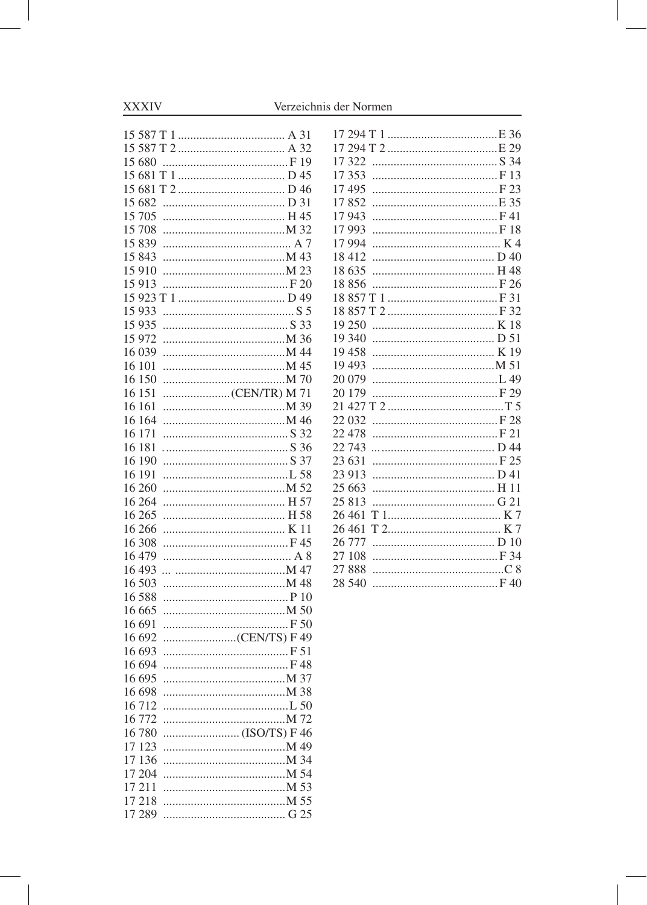15 587 T 1 .................................. A 31
15 587 T 2 .................................. A 32
15 680 ......................................... F 19
15 681 T 1 .................................. D 45
15 681 T 2 .................................. D 46
15 682 ........................................ D 31
15 705 ........................................ H 45
15 708 ........................................M 32
15 839 .......................................... A 7
15 843 ........................................M 43
15 910 ........................................M 23
15 913 ......................................... F 20
15 923 T 1 .................................. D 49
15 933 ........................................... S 5
15 935 ......................................... S 33
15 972 ........................................M 36
16 039 ........................................M 44
16 101 ........................................M 45
16 150 ........................................M 70
16 151 ......................(CEN/TR) M 71
16 161 ........................................M 39
16 164 ........................................M 46
16 171 ......................................... S 32
16 181 ......................................... S 36
16 190 ......................................... S 37
16 191 .........................................L 58
16 260 ........................................M 52
16 264 ........................................ H 57
16 265 ........................................ H 58
16 266 ........................................ K 11
16 308 ......................................... F 45
16 479 .......................................... A 8
16 493 ... ....................................M 47
16 503 ........................................M 48
16 588 ......................................... P 10
16 665 ........................................M 50
16 691 ......................................... F 50
16 692 ........................(CEN/TS) F 49
16 693 ......................................... F 51
16 694 ......................................... F 48
16 695 ........................................M 37
16 698 ........................................M 38
16 712 .........................................L 50
16 772 ........................................M 72
16 780 ......................... (ISO/TS) F 46
17 123 ........................................M 49
17 136 ........................................M 34
17 204 ........................................M 54
17 211 ........................................M 53
17 218 ........................................M 55
17 289 ........................................ G 25
17 294 T 1 ....................................E 36
17 294 T 2 ....................................E 29
17 322 ......................................... S 34
17 353 ......................................... F 13
17 495 ......................................... F 23
17 852 .........................................E 35
17 943 ......................................... F 41
17 993 ......................................... F 18
17 994 .......................................... K 4
18 412 ........................................ D 40
18 635 ........................................ H 48
18 856 ......................................... F 26
18 857 T 1 .................................... F 31
18 857 T 2 .................................... F 32
19 250 ........................................ K 18
19 340 ........................................ D 51
19 458 ........................................ K 19
19 493 ........................................M 51
20 079 .........................................L 49
20 179 ......................................... F 29
21 427 T 2 ......................................T 5
22 032 ......................................... F 28
22 478 ......................................... F 21
22 743 ........................................ D 44
23 631 ......................................... F 25
23 913 ........................................ D 41
25 663 ........................................ H 11
25 813 ........................................ G 21
26 461 T 1..................................... K 7
26 461 T 2..................................... K 7
26 777 ........................................ D 10
27 108 ......................................... F 34
27 888 ...........................................C 8
28 540 ......................................... F 40